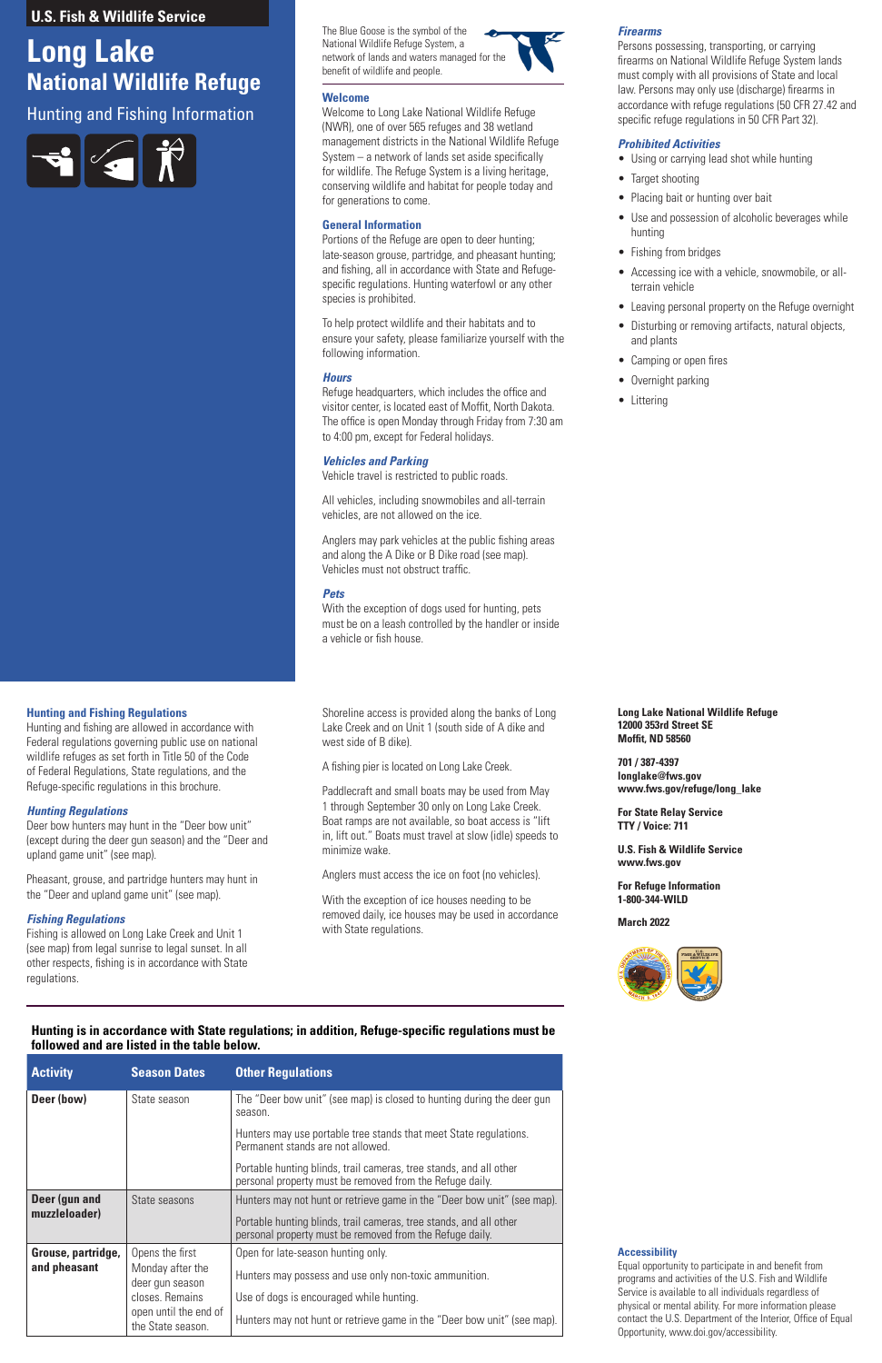**U.S. Fish & Wildlife Service**

# Long Lake National Wildlife Refuge

## Hunting and Fishing Information

The Blue Goose is the symbol of the National Wildlife Refuge System, a network of lands and waters managed for the benefit of wildlife and people.

### Welcome

Welcome to Long Lake National Wildlife Refuge (NWR), one of over 565 refuges and 38 wetland management districts in the National Wildlife Refuge System – a network of lands set aside specifically for wildlife. The Refuge System is a living heritage, conserving wildlife and habitat for people today and for generations to come.

### General Information

Portions of the Refuge are open to deer hunting; late-season grouse, partridge, and pheasant hunting; and fishing, all in accordance with State and Refuge-specific regulations. Hunting waterfowl or any other species is prohibited.

To help protect wildlife and their habitats and to ensure your safety, please familiarize yourself with the following information.

### *Hours*

Refuge headquarters, which includes the office and visitor center, is located east of Moffit, North Dakota. The office is open Monday through Friday from 7:30 am to 4:00 pm, except for Federal holidays.

### *Vehicles and Parking*

Vehicle travel is restricted to public roads.

All vehicles, including snowmobiles and all-terrain vehicles, are not allowed on the ice.

Anglers may park vehicles at the public fishing areas and along the A Dike or B Dike road (see map). Vehicles must not obstruct traffic.

### *Pets*

With the exception of dogs used for hunting, pets must be on a leash controlled by the handler or inside a vehicle or fish house.

### *Firearms*

Persons possessing, transporting, or carrying firearms on National Wildlife Refuge System lands must comply with all provisions of State and local law. Persons may only use (discharge) firearms in accordance with refuge regulations (50 CFR 27.42 and specific refuge regulations in 50 CFR Part 32).

### *Prohibited Activities*

- Using or carrying lead shot while hunting
- Target shooting
- Placing bait or hunting over bait
- Use and possession of alcoholic beverages while hunting
- Fishing from bridges
- Accessing ice with a vehicle, snowmobile, or all-terrain vehicle
- Leaving personal property on the Refuge overnight
- Disturbing or removing artifacts, natural objects, and plants
- Camping or open fires
- Overnight parking
- Littering

### Hunting and Fishing Regulations

Hunting and fishing are allowed in accordance with Federal regulations governing public use on national wildlife refuges as set forth in Title 50 of the Code of Federal Regulations, State regulations, and the Refuge-specific regulations in this brochure.

### *Hunting Regulations*

Deer bow hunters may hunt in the "Deer bow unit" (except during the deer gun season) and the "Deer and upland game unit" (see map).

Pheasant, grouse, and partridge hunters may hunt in the "Deer and upland game unit" (see map).

### *Fishing Regulations*

Fishing is allowed on Long Lake Creek and Unit 1 (see map) from legal sunrise to legal sunset. In all other respects, fishing is in accordance with State regulations.

Shoreline access is provided along the banks of Long Lake Creek and on Unit 1 (south side of A dike and west side of B dike).

A fishing pier is located on Long Lake Creek.

Paddlecraft and small boats may be used from May 1 through September 30 only on Long Lake Creek. Boat ramps are not available, so boat access is "lift in, lift out." Boats must travel at slow (idle) speeds to minimize wake.

Anglers must access the ice on foot (no vehicles).

With the exception of ice houses needing to be removed daily, ice houses may be used in accordance with State regulations.

**Hunting is in accordance with State regulations; in addition, Refuge-specific regulations must be followed and are listed in the table below.**

| Activity | Season Dates | Other Regulations |
|---|---|---|
| **Deer (bow)** | State season | The "Deer bow unit" (see map) is closed to hunting during the deer gun season. |
| | | Hunters may use portable tree stands that meet State regulations. Permanent stands are not allowed. |
| | | Portable hunting blinds, trail cameras, tree stands, and all other personal property must be removed from the Refuge daily. |
| **Deer (gun and muzzleloader)** | State seasons | Hunters may not hunt or retrieve game in the "Deer bow unit" (see map). |
| | | Portable hunting blinds, trail cameras, tree stands, and all other personal property must be removed from the Refuge daily. |
| **Grouse, partridge, and pheasant** | Opens the first Monday after the deer gun season closes. Remains open until the end of the State season. | Open for late-season hunting only. |
| | | Hunters may possess and use only non-toxic ammunition. |
| | | Use of dogs is encouraged while hunting. |
| | | Hunters may not hunt or retrieve game in the "Deer bow unit" (see map). |

**Long Lake National Wildlife Refuge**
**12000 353rd Street SE**
**Moffit, ND 58560**

**701 / 387-4397**
**longlake@fws.gov**
**www.fws.gov/refuge/long_lake**

**For State Relay Service**
**TTY / Voice: 711**

**U.S. Fish & Wildlife Service**
**www.fws.gov**

**For Refuge Information**
**1-800-344-WILD**

**March 2022**

### Accessibility

Equal opportunity to participate in and benefit from programs and activities of the U.S. Fish and Wildlife Service is available to all individuals regardless of physical or mental ability. For more information please contact the U.S. Department of the Interior, Office of Equal Opportunity, www.doi.gov/accessibility.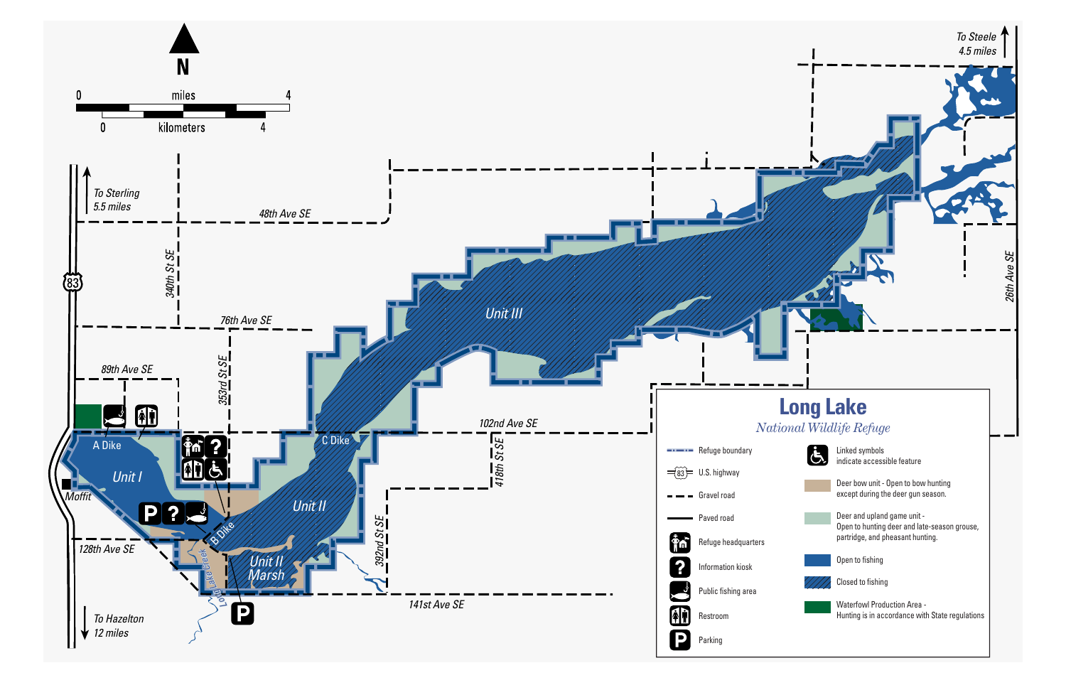# Long Lake

*National Wildlife Refuge*

N

0 miles 4

0 kilometers 4

To Sterling 5.5 miles

To Steele 4.5 miles

To Hazelton 12 miles

48th Ave SE

76th Ave SE

89th Ave SE

102nd Ave SE

128th Ave SE

141st Ave SE

340th St SE

353rd St SE

392nd St SE

418th St SE

26th Ave SE

83

Moffit

A Dike

B Dike

C Dike

Unit I

Unit II

Unit II Marsh

Unit III

Long Lake Creek

- Refuge boundary
- U.S. highway
- Gravel road
- Paved road
- Refuge headquarters
- Information kiosk
- Public fishing area
- Restroom
- Parking
- Linked symbols indicate accessible feature
- Deer bow unit - Open to bow hunting except during the deer gun season.
- Deer and upland game unit - Open to hunting deer and late-season grouse, partridge, and pheasant hunting.
- Open to fishing
- Closed to fishing
- Waterfowl Production Area - Hunting is in accordance with State regulations